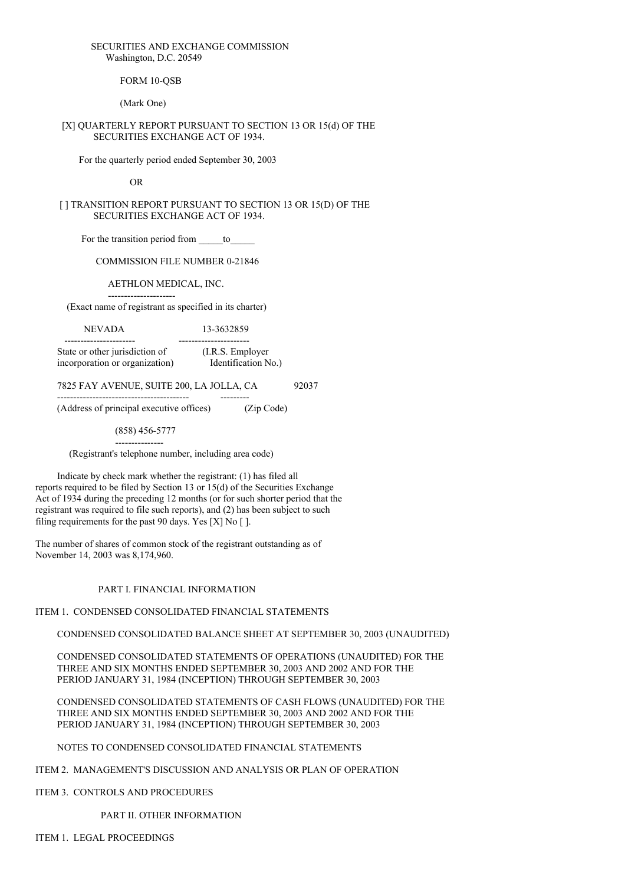SECURITIES AND EXCHANGE COMMISSION
Washington, D.C. 20549

FORM 10-QSB

(Mark One)

[X] QUARTERLY REPORT PURSUANT TO SECTION 13 OR 15(d) OF THE SECURITIES EXCHANGE ACT OF 1934.

For the quarterly period ended September 30, 2003

OR

[ ] TRANSITION REPORT PURSUANT TO SECTION 13 OR 15(D) OF THE SECURITIES EXCHANGE ACT OF 1934.

For the transition period from _____to_____

COMMISSION FILE NUMBER 0-21846

AETHLON MEDICAL, INC.
(Exact name of registrant as specified in its charter)

| NEVADA | 13-3632859 |
|---|---|
| State or other jurisdiction of incorporation or organization) | (I.R.S. Employer Identification No.) |

| 7825 FAY AVENUE, SUITE 200, LA JOLLA, CA | 92037 |
|---|---|
| (Address of principal executive offices) | (Zip Code) |

(858) 456-5777
(Registrant's telephone number, including area code)

Indicate by check mark whether the registrant: (1) has filed all reports required to be filed by Section 13 or 15(d) of the Securities Exchange Act of 1934 during the preceding 12 months (or for such shorter period that the registrant was required to file such reports), and (2) has been subject to such filing requirements for the past 90 days. Yes [X] No [ ].

The number of shares of common stock of the registrant outstanding as of November 14, 2003 was 8,174,960.

PART I. FINANCIAL INFORMATION

ITEM 1. CONDENSED CONSOLIDATED FINANCIAL STATEMENTS

CONDENSED CONSOLIDATED BALANCE SHEET AT SEPTEMBER 30, 2003 (UNAUDITED)

CONDENSED CONSOLIDATED STATEMENTS OF OPERATIONS (UNAUDITED) FOR THE THREE AND SIX MONTHS ENDED SEPTEMBER 30, 2003 AND 2002 AND FOR THE PERIOD JANUARY 31, 1984 (INCEPTION) THROUGH SEPTEMBER 30, 2003

CONDENSED CONSOLIDATED STATEMENTS OF CASH FLOWS (UNAUDITED) FOR THE THREE AND SIX MONTHS ENDED SEPTEMBER 30, 2003 AND 2002 AND FOR THE PERIOD JANUARY 31, 1984 (INCEPTION) THROUGH SEPTEMBER 30, 2003

NOTES TO CONDENSED CONSOLIDATED FINANCIAL STATEMENTS

ITEM 2. MANAGEMENT'S DISCUSSION AND ANALYSIS OR PLAN OF OPERATION

ITEM 3. CONTROLS AND PROCEDURES

PART II. OTHER INFORMATION

ITEM 1. LEGAL PROCEEDINGS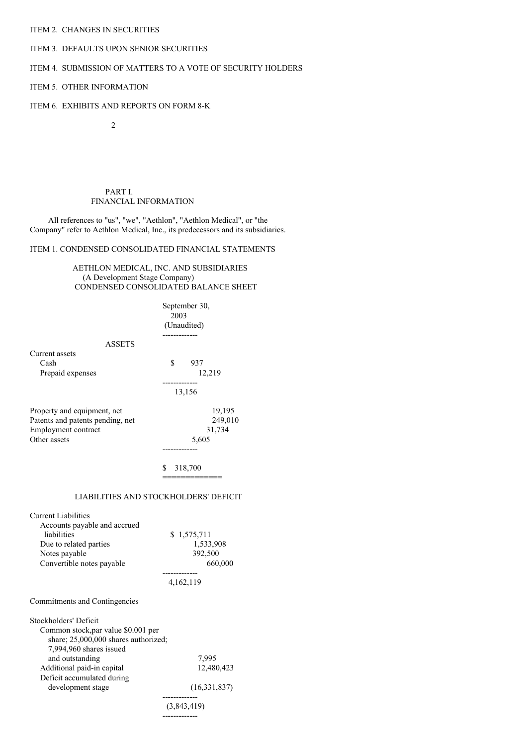ITEM 2. CHANGES IN SECURITIES

ITEM 3. DEFAULTS UPON SENIOR SECURITIES

ITEM 4. SUBMISSION OF MATTERS TO A VOTE OF SECURITY HOLDERS

ITEM 5. OTHER INFORMATION

ITEM 6. EXHIBITS AND REPORTS ON FORM 8-K

# PART I.
# FINANCIAL INFORMATION

All references to "us", "we", "Aethlon", "Aethlon Medical", or "the Company" refer to Aethlon Medical, Inc., its predecessors and its subsidiaries.

## ITEM 1. CONDENSED CONSOLIDATED FINANCIAL STATEMENTS

### AETHLON MEDICAL, INC. AND SUBSIDIARIES
### (A Development Stage Company)
### CONDENSED CONSOLIDATED BALANCE SHEET

| | September 30, 2003 (Unaudited) |
|---|---|
| **ASSETS** | |
| Current assets | |
| Cash | $ 937 |
| Prepaid expenses | 12,219 |
| | 13,156 |
| Property and equipment, net | 19,195 |
| Patents and patents pending, net | 249,010 |
| Employment contract | 31,734 |
| Other assets | 5,605 |
| | $ 318,700 |
| **LIABILITIES AND STOCKHOLDERS' DEFICIT** | |
| Current Liabilities | |
| Accounts payable and accrued liabilities | $ 1,575,711 |
| Due to related parties | 1,533,908 |
| Notes payable | 392,500 |
| Convertible notes payable | 660,000 |
| | 4,162,119 |
| Commitments and Contingencies | |
| Stockholders' Deficit | |
| Common stock,par value $0.001 per share; 25,000,000 shares authorized; 7,994,960 shares issued and outstanding | 7,995 |
| Additional paid-in capital | 12,480,423 |
| Deficit accumulated during development stage | (16,331,837) |
| | (3,843,419) |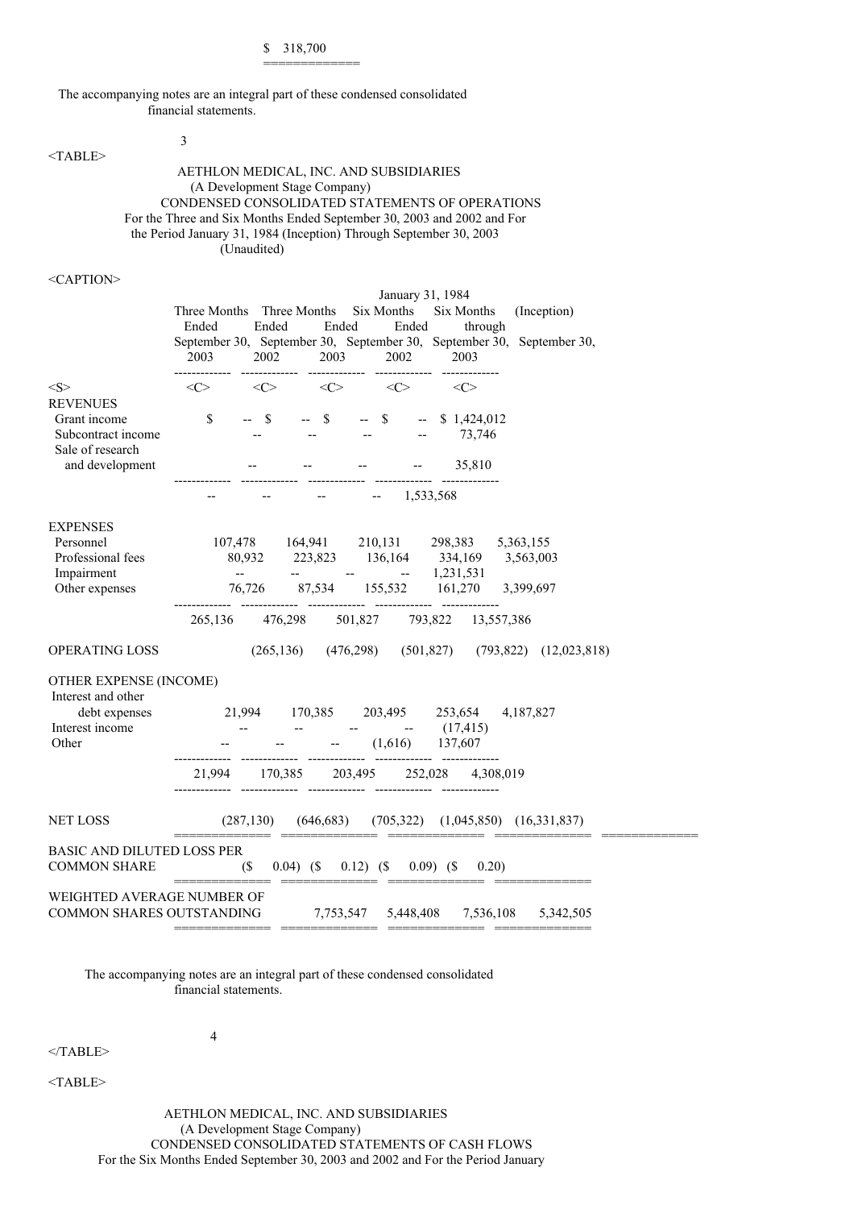$ 318,700

The accompanying notes are an integral part of these condensed consolidated financial statements.

AETHLON MEDICAL, INC. AND SUBSIDIARIES
(A Development Stage Company)
CONDENSED CONSOLIDATED STATEMENTS OF OPERATIONS
For the Three and Six Months Ended September 30, 2003 and 2002 and For the Period January 31, 1984 (Inception) Through September 30, 2003
(Unaudited)

| | Three Months Ended September 30, 2003 | Three Months Ended September 30, 2002 | Six Months Ended September 30, 2003 | Six Months Ended September 30, 2002 | January 31, 1984 (Inception) through September 30, 2003 |
|---|---|---|---|---|---|
| **REVENUES** | | | | | |
| Grant income | $ -- | $ -- | $ -- | $ -- | $ 1,424,012 |
| Subcontract income | -- | -- | -- | -- | 73,746 |
| Sale of research and development | -- | -- | -- | -- | 35,810 |
| | -- | -- | -- | -- | 1,533,568 |
| **EXPENSES** | | | | | |
| Personnel | 107,478 | 164,941 | 210,131 | 298,383 | 5,363,155 |
| Professional fees | 80,932 | 223,823 | 136,164 | 334,169 | 3,563,003 |
| Impairment | -- | -- | -- | -- | 1,231,531 |
| Other expenses | 76,726 | 87,534 | 155,532 | 161,270 | 3,399,697 |
| | 265,136 | 476,298 | 501,827 | 793,822 | 13,557,386 |
| OPERATING LOSS | (265,136) | (476,298) | (501,827) | (793,822) | (12,023,818) |
| **OTHER EXPENSE (INCOME)** | | | | | |
| Interest and other debt expenses | 21,994 | 170,385 | 203,495 | 253,654 | 4,187,827 |
| Interest income | -- | -- | -- | -- | (17,415) |
| Other | -- | -- | -- | (1,616) | 137,607 |
| | 21,994 | 170,385 | 203,495 | 252,028 | 4,308,019 |
| NET LOSS | (287,130) | (646,683) | (705,322) | (1,045,850) | (16,331,837) |
| BASIC AND DILUTED LOSS PER COMMON SHARE | ($ 0.04) | ($ 0.12) | ($ 0.09) | ($ 0.20) | |
| WEIGHTED AVERAGE NUMBER OF COMMON SHARES OUTSTANDING | 7,753,547 | 5,448,408 | 7,536,108 | 5,342,505 | |

The accompanying notes are an integral part of these condensed consolidated financial statements.

AETHLON MEDICAL, INC. AND SUBSIDIARIES
(A Development Stage Company)
CONDENSED CONSOLIDATED STATEMENTS OF CASH FLOWS
For the Six Months Ended September 30, 2003 and 2002 and For the Period January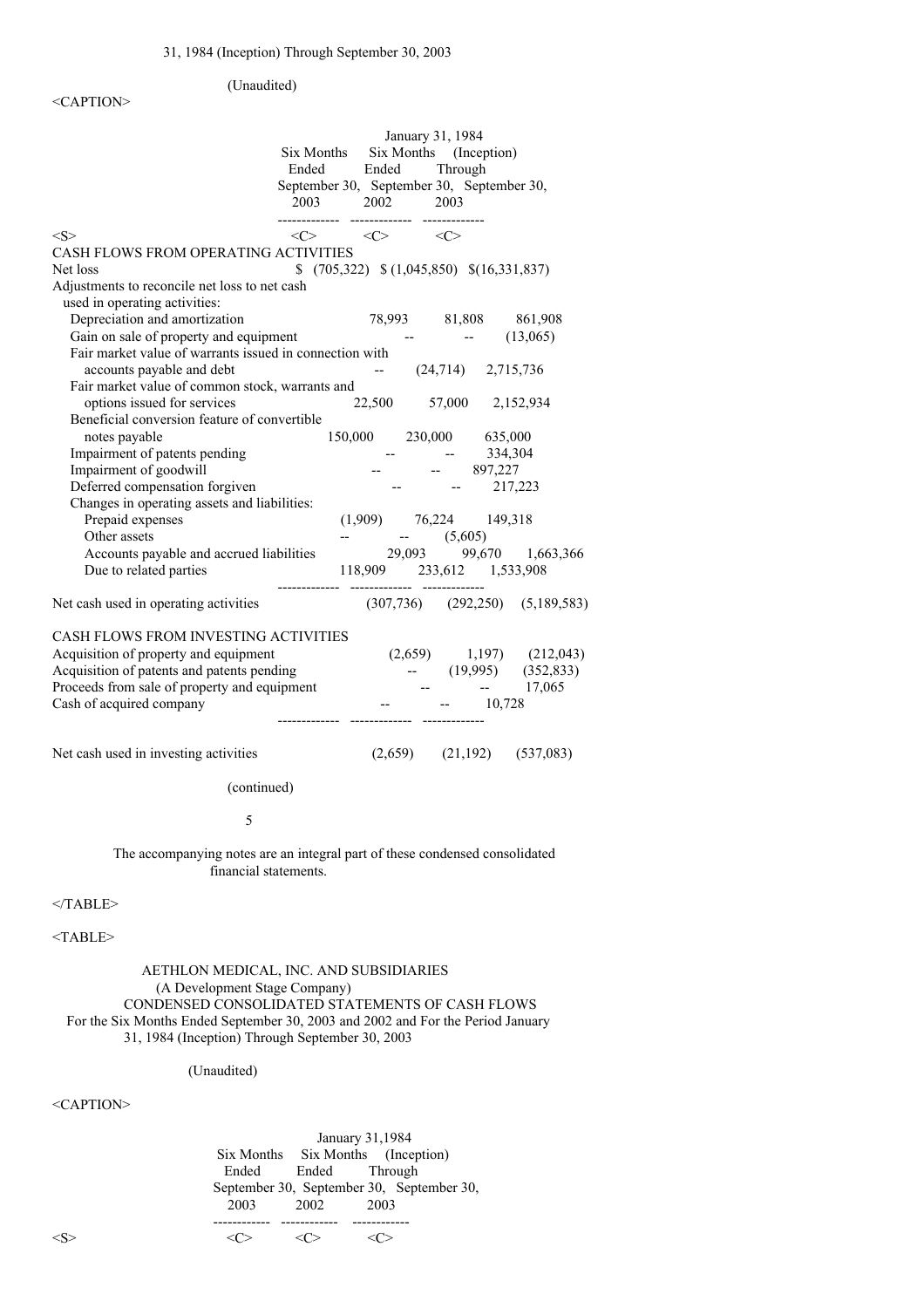31, 1984 (Inception) Through September 30, 2003

(Unaudited)

| | Six Months Ended September 30, 2003 | Six Months Ended September 30, 2002 | January 31, 1984 (Inception) Through September 30, 2003 |
|---|---|---|---|
| **CASH FLOWS FROM OPERATING ACTIVITIES** | | | |
| Net loss | $ (705,322) | $ (1,045,850) | $(16,331,837) |
| Adjustments to reconcile net loss to net cash used in operating activities: | | | |
| Depreciation and amortization | 78,993 | 81,808 | 861,908 |
| Gain on sale of property and equipment | -- | -- | (13,065) |
| Fair market value of warrants issued in connection with accounts payable and debt | -- | (24,714) | 2,715,736 |
| Fair market value of common stock, warrants and options issued for services | 22,500 | 57,000 | 2,152,934 |
| Beneficial conversion feature of convertible notes payable | 150,000 | 230,000 | 635,000 |
| Impairment of patents pending | -- | -- | 334,304 |
| Impairment of goodwill | -- | -- | 897,227 |
| Deferred compensation forgiven | -- | -- | 217,223 |
| Changes in operating assets and liabilities: | | | |
| Prepaid expenses | (1,909) | 76,224 | 149,318 |
| Other assets | -- | -- | (5,605) |
| Accounts payable and accrued liabilities | 29,093 | 99,670 | 1,663,366 |
| Due to related parties | 118,909 | 233,612 | 1,533,908 |
| Net cash used in operating activities | (307,736) | (292,250) | (5,189,583) |
| **CASH FLOWS FROM INVESTING ACTIVITIES** | | | |
| Acquisition of property and equipment | (2,659) | 1,197) | (212,043) |
| Acquisition of patents and patents pending | -- | (19,995) | (352,833) |
| Proceeds from sale of property and equipment | -- | -- | 17,065 |
| Cash of acquired company | -- | -- | 10,728 |
| Net cash used in investing activities | (2,659) | (21,192) | (537,083) |

(continued)

The accompanying notes are an integral part of these condensed consolidated financial statements.

AETHLON MEDICAL, INC. AND SUBSIDIARIES
(A Development Stage Company)
CONDENSED CONSOLIDATED STATEMENTS OF CASH FLOWS
For the Six Months Ended September 30, 2003 and 2002 and For the Period January 31, 1984 (Inception) Through September 30, 2003

(Unaudited)

| | Six Months Ended September 30, 2003 | Six Months Ended September 30, 2002 | January 31,1984 (Inception) Through September 30, 2003 |
|---|---|---|---|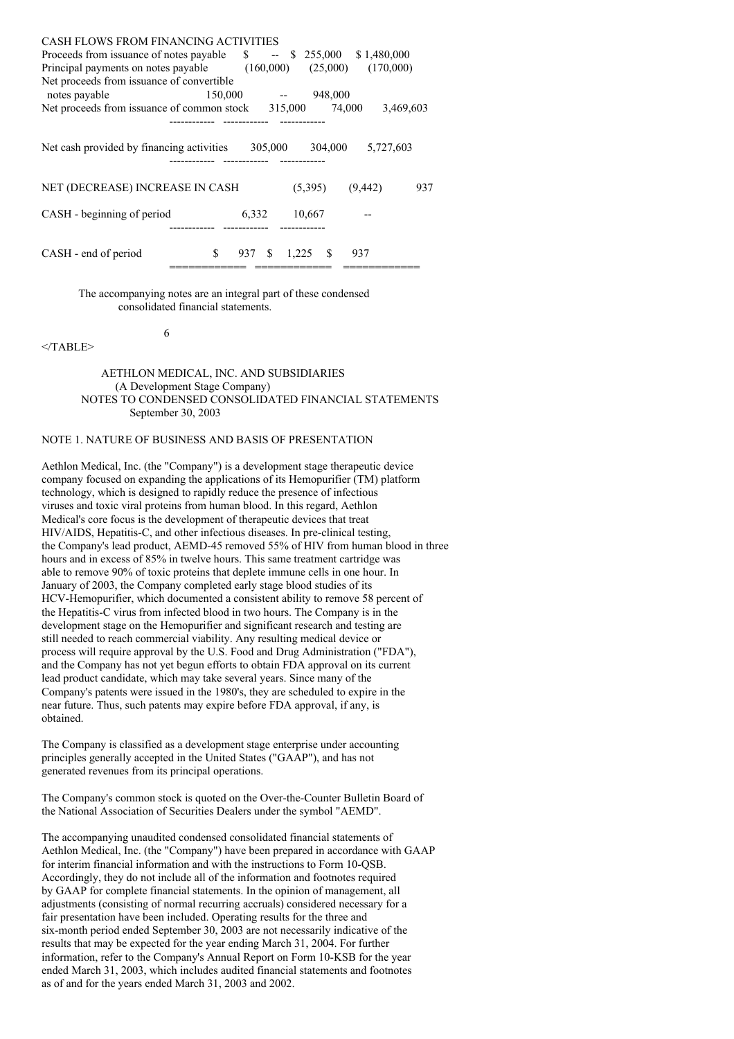| | | | |
|---|---|---|---|
| CASH FLOWS FROM FINANCING ACTIVITIES | | | |
| Proceeds from issuance of notes payable | $ -- | $ 255,000 | $ 1,480,000 |
| Principal payments on notes payable | (160,000) | (25,000) | (170,000) |
| Net proceeds from issuance of convertible notes payable | 150,000 | -- | 948,000 |
| Net proceeds from issuance of common stock | 315,000 | 74,000 | 3,469,603 |
| Net cash provided by financing activities | 305,000 | 304,000 | 5,727,603 |
| NET (DECREASE) INCREASE IN CASH | (5,395) | (9,442) | 937 |
| CASH - beginning of period | 6,332 | 10,667 | -- |
| CASH - end of period | $ 937 | $ 1,225 | $ 937 |

The accompanying notes are an integral part of these condensed consolidated financial statements.

</TABLE>

AETHLON MEDICAL, INC. AND SUBSIDIARIES
(A Development Stage Company)
NOTES TO CONDENSED CONSOLIDATED FINANCIAL STATEMENTS
September 30, 2003

NOTE 1. NATURE OF BUSINESS AND BASIS OF PRESENTATION

Aethlon Medical, Inc. (the "Company") is a development stage therapeutic device company focused on expanding the applications of its Hemopurifier (TM) platform technology, which is designed to rapidly reduce the presence of infectious viruses and toxic viral proteins from human blood. In this regard, Aethlon Medical's core focus is the development of therapeutic devices that treat HIV/AIDS, Hepatitis-C, and other infectious diseases. In pre-clinical testing, the Company's lead product, AEMD-45 removed 55% of HIV from human blood in three hours and in excess of 85% in twelve hours. This same treatment cartridge was able to remove 90% of toxic proteins that deplete immune cells in one hour. In January of 2003, the Company completed early stage blood studies of its HCV-Hemopurifier, which documented a consistent ability to remove 58 percent of the Hepatitis-C virus from infected blood in two hours. The Company is in the development stage on the Hemopurifier and significant research and testing are still needed to reach commercial viability. Any resulting medical device or process will require approval by the U.S. Food and Drug Administration ("FDA"), and the Company has not yet begun efforts to obtain FDA approval on its current lead product candidate, which may take several years. Since many of the Company's patents were issued in the 1980's, they are scheduled to expire in the near future. Thus, such patents may expire before FDA approval, if any, is obtained.

The Company is classified as a development stage enterprise under accounting principles generally accepted in the United States ("GAAP"), and has not generated revenues from its principal operations.

The Company's common stock is quoted on the Over-the-Counter Bulletin Board of the National Association of Securities Dealers under the symbol "AEMD".

The accompanying unaudited condensed consolidated financial statements of Aethlon Medical, Inc. (the "Company") have been prepared in accordance with GAAP for interim financial information and with the instructions to Form 10-QSB. Accordingly, they do not include all of the information and footnotes required by GAAP for complete financial statements. In the opinion of management, all adjustments (consisting of normal recurring accruals) considered necessary for a fair presentation have been included. Operating results for the three and six-month period ended September 30, 2003 are not necessarily indicative of the results that may be expected for the year ending March 31, 2004. For further information, refer to the Company's Annual Report on Form 10-KSB for the year ended March 31, 2003, which includes audited financial statements and footnotes as of and for the years ended March 31, 2003 and 2002.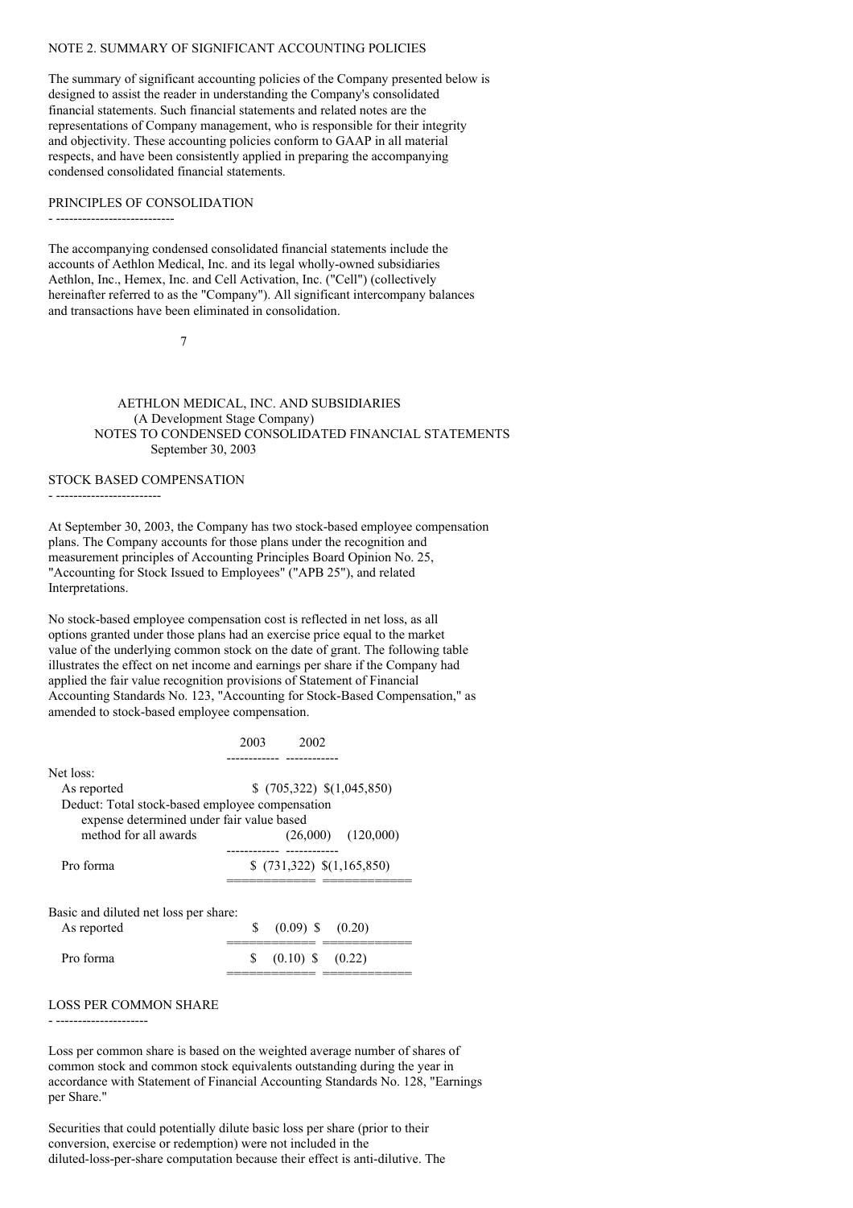NOTE 2. SUMMARY OF SIGNIFICANT ACCOUNTING POLICIES

The summary of significant accounting policies of the Company presented below is designed to assist the reader in understanding the Company's consolidated financial statements. Such financial statements and related notes are the representations of Company management, who is responsible for their integrity and objectivity. These accounting policies conform to GAAP in all material respects, and have been consistently applied in preparing the accompanying condensed consolidated financial statements.

PRINCIPLES OF CONSOLIDATION

The accompanying condensed consolidated financial statements include the accounts of Aethlon Medical, Inc. and its legal wholly-owned subsidiaries Aethlon, Inc., Hemex, Inc. and Cell Activation, Inc. ("Cell") (collectively hereinafter referred to as the "Company"). All significant intercompany balances and transactions have been eliminated in consolidation.

AETHLON MEDICAL, INC. AND SUBSIDIARIES
(A Development Stage Company)
NOTES TO CONDENSED CONSOLIDATED FINANCIAL STATEMENTS
September 30, 2003

STOCK BASED COMPENSATION

At September 30, 2003, the Company has two stock-based employee compensation plans. The Company accounts for those plans under the recognition and measurement principles of Accounting Principles Board Opinion No. 25, "Accounting for Stock Issued to Employees" ("APB 25"), and related Interpretations.

No stock-based employee compensation cost is reflected in net loss, as all options granted under those plans had an exercise price equal to the market value of the underlying common stock on the date of grant. The following table illustrates the effect on net income and earnings per share if the Company had applied the fair value recognition provisions of Statement of Financial Accounting Standards No. 123, "Accounting for Stock-Based Compensation," as amended to stock-based employee compensation.

| | 2003 | 2002 |
|---|---|---|
| Net loss: | | |
| As reported | $ (705,322) | $(1,045,850) |
| Deduct: Total stock-based employee compensation expense determined under fair value based method for all awards | (26,000) | (120,000) |
| Pro forma | $ (731,322) | $(1,165,850) |
| Basic and diluted net loss per share: | | |
| As reported | $ (0.09) | $ (0.20) |
| Pro forma | $ (0.10) | $ (0.22) |

LOSS PER COMMON SHARE

Loss per common share is based on the weighted average number of shares of common stock and common stock equivalents outstanding during the year in accordance with Statement of Financial Accounting Standards No. 128, "Earnings per Share."

Securities that could potentially dilute basic loss per share (prior to their conversion, exercise or redemption) were not included in the diluted-loss-per-share computation because their effect is anti-dilutive. The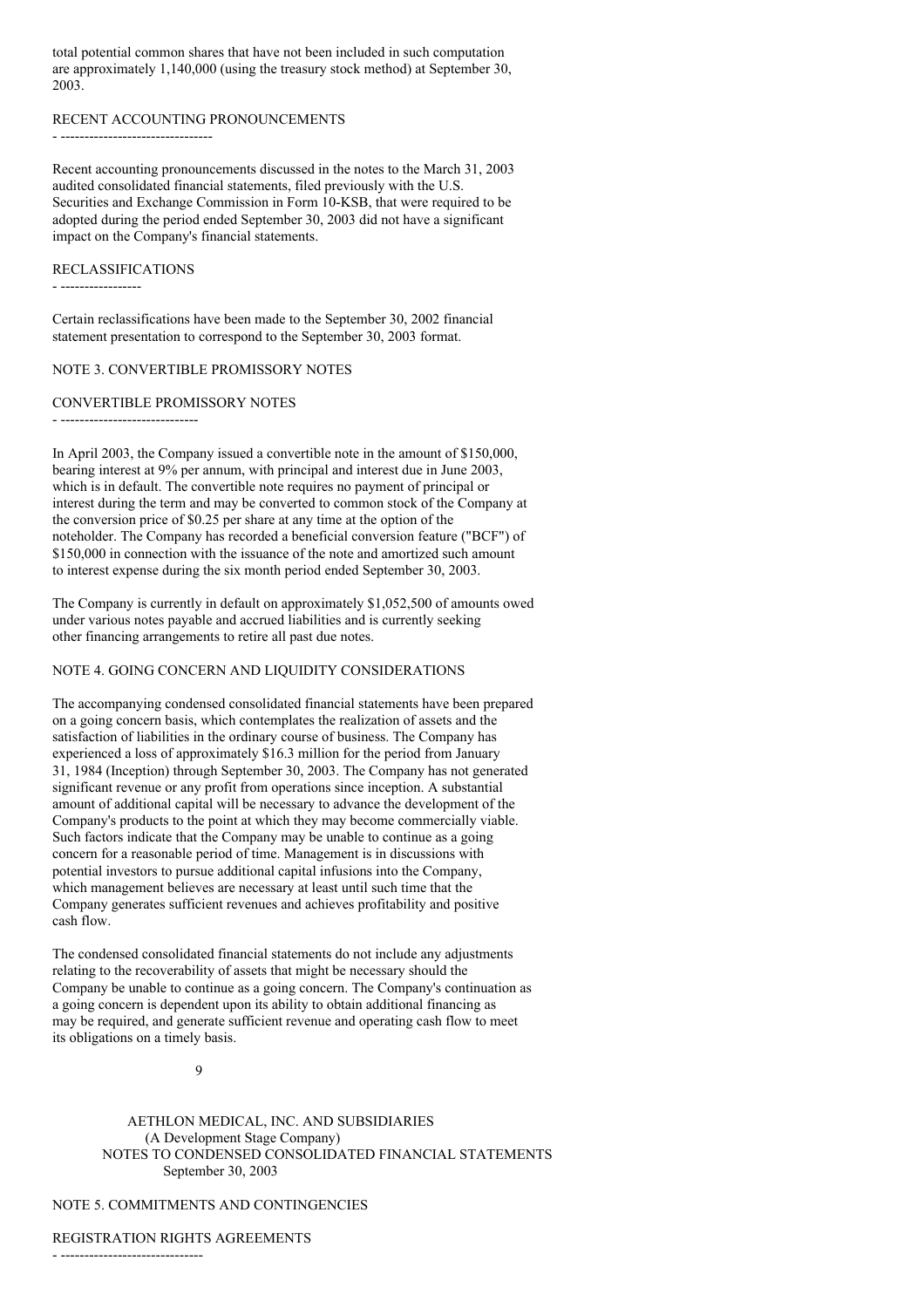total potential common shares that have not been included in such computation are approximately 1,140,000 (using the treasury stock method) at September 30, 2003.

### RECENT ACCOUNTING PRONOUNCEMENTS

Recent accounting pronouncements discussed in the notes to the March 31, 2003 audited consolidated financial statements, filed previously with the U.S. Securities and Exchange Commission in Form 10-KSB, that were required to be adopted during the period ended September 30, 2003 did not have a significant impact on the Company's financial statements.

### RECLASSIFICATIONS

Certain reclassifications have been made to the September 30, 2002 financial statement presentation to correspond to the September 30, 2003 format.

## NOTE 3. CONVERTIBLE PROMISSORY NOTES

### CONVERTIBLE PROMISSORY NOTES

In April 2003, the Company issued a convertible note in the amount of $150,000, bearing interest at 9% per annum, with principal and interest due in June 2003, which is in default. The convertible note requires no payment of principal or interest during the term and may be converted to common stock of the Company at the conversion price of $0.25 per share at any time at the option of the noteholder. The Company has recorded a beneficial conversion feature ("BCF") of $150,000 in connection with the issuance of the note and amortized such amount to interest expense during the six month period ended September 30, 2003.

The Company is currently in default on approximately $1,052,500 of amounts owed under various notes payable and accrued liabilities and is currently seeking other financing arrangements to retire all past due notes.

## NOTE 4. GOING CONCERN AND LIQUIDITY CONSIDERATIONS

The accompanying condensed consolidated financial statements have been prepared on a going concern basis, which contemplates the realization of assets and the satisfaction of liabilities in the ordinary course of business. The Company has experienced a loss of approximately $16.3 million for the period from January 31, 1984 (Inception) through September 30, 2003. The Company has not generated significant revenue or any profit from operations since inception. A substantial amount of additional capital will be necessary to advance the development of the Company's products to the point at which they may become commercially viable. Such factors indicate that the Company may be unable to continue as a going concern for a reasonable period of time. Management is in discussions with potential investors to pursue additional capital infusions into the Company, which management believes are necessary at least until such time that the Company generates sufficient revenues and achieves profitability and positive cash flow.

The condensed consolidated financial statements do not include any adjustments relating to the recoverability of assets that might be necessary should the Company be unable to continue as a going concern. The Company's continuation as a going concern is dependent upon its ability to obtain additional financing as may be required, and generate sufficient revenue and operating cash flow to meet its obligations on a timely basis.

AETHLON MEDICAL, INC. AND SUBSIDIARIES
(A Development Stage Company)
NOTES TO CONDENSED CONSOLIDATED FINANCIAL STATEMENTS
September 30, 2003

## NOTE 5. COMMITMENTS AND CONTINGENCIES

### REGISTRATION RIGHTS AGREEMENTS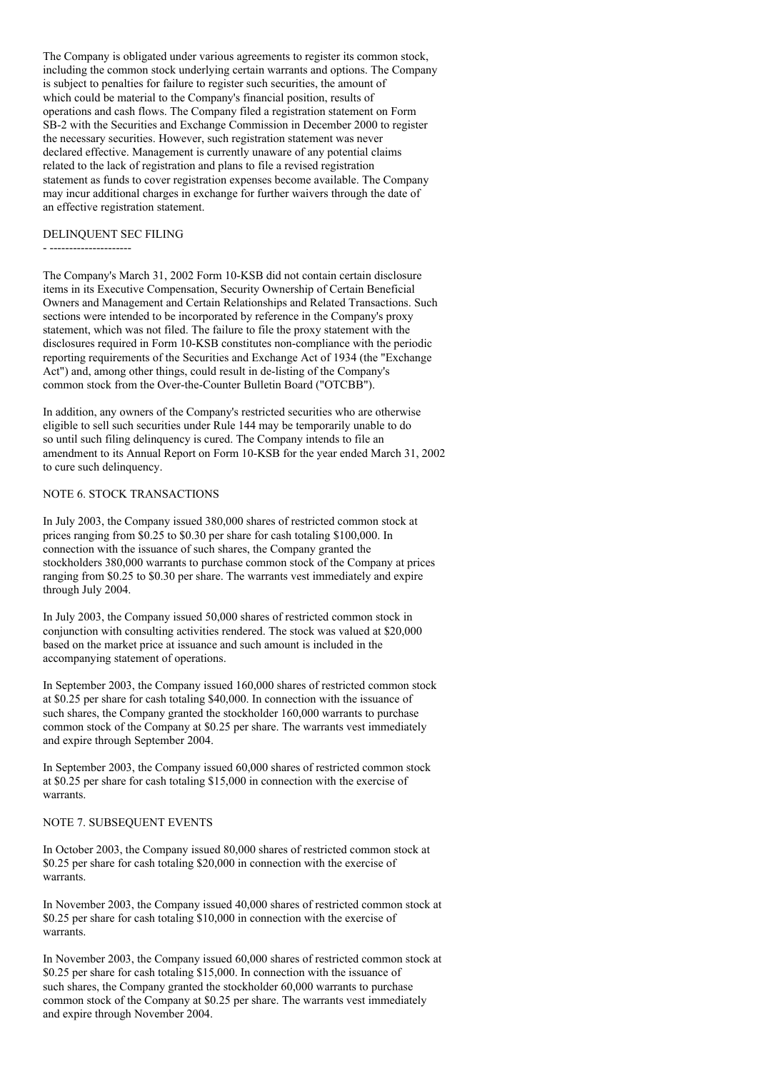The Company is obligated under various agreements to register its common stock, including the common stock underlying certain warrants and options. The Company is subject to penalties for failure to register such securities, the amount of which could be material to the Company's financial position, results of operations and cash flows. The Company filed a registration statement on Form SB-2 with the Securities and Exchange Commission in December 2000 to register the necessary securities. However, such registration statement was never declared effective. Management is currently unaware of any potential claims related to the lack of registration and plans to file a revised registration statement as funds to cover registration expenses become available. The Company may incur additional charges in exchange for further waivers through the date of an effective registration statement.

## DELINQUENT SEC FILING

The Company's March 31, 2002 Form 10-KSB did not contain certain disclosure items in its Executive Compensation, Security Ownership of Certain Beneficial Owners and Management and Certain Relationships and Related Transactions. Such sections were intended to be incorporated by reference in the Company's proxy statement, which was not filed. The failure to file the proxy statement with the disclosures required in Form 10-KSB constitutes non-compliance with the periodic reporting requirements of the Securities and Exchange Act of 1934 (the "Exchange Act") and, among other things, could result in de-listing of the Company's common stock from the Over-the-Counter Bulletin Board ("OTCBB").

In addition, any owners of the Company's restricted securities who are otherwise eligible to sell such securities under Rule 144 may be temporarily unable to do so until such filing delinquency is cured. The Company intends to file an amendment to its Annual Report on Form 10-KSB for the year ended March 31, 2002 to cure such delinquency.

## NOTE 6. STOCK TRANSACTIONS

In July 2003, the Company issued 380,000 shares of restricted common stock at prices ranging from $0.25 to $0.30 per share for cash totaling $100,000. In connection with the issuance of such shares, the Company granted the stockholders 380,000 warrants to purchase common stock of the Company at prices ranging from $0.25 to $0.30 per share. The warrants vest immediately and expire through July 2004.

In July 2003, the Company issued 50,000 shares of restricted common stock in conjunction with consulting activities rendered. The stock was valued at $20,000 based on the market price at issuance and such amount is included in the accompanying statement of operations.

In September 2003, the Company issued 160,000 shares of restricted common stock at $0.25 per share for cash totaling $40,000. In connection with the issuance of such shares, the Company granted the stockholder 160,000 warrants to purchase common stock of the Company at $0.25 per share. The warrants vest immediately and expire through September 2004.

In September 2003, the Company issued 60,000 shares of restricted common stock at $0.25 per share for cash totaling $15,000 in connection with the exercise of warrants.

## NOTE 7. SUBSEQUENT EVENTS

In October 2003, the Company issued 80,000 shares of restricted common stock at $0.25 per share for cash totaling $20,000 in connection with the exercise of warrants.

In November 2003, the Company issued 40,000 shares of restricted common stock at $0.25 per share for cash totaling $10,000 in connection with the exercise of warrants.

In November 2003, the Company issued 60,000 shares of restricted common stock at $0.25 per share for cash totaling $15,000. In connection with the issuance of such shares, the Company granted the stockholder 60,000 warrants to purchase common stock of the Company at $0.25 per share. The warrants vest immediately and expire through November 2004.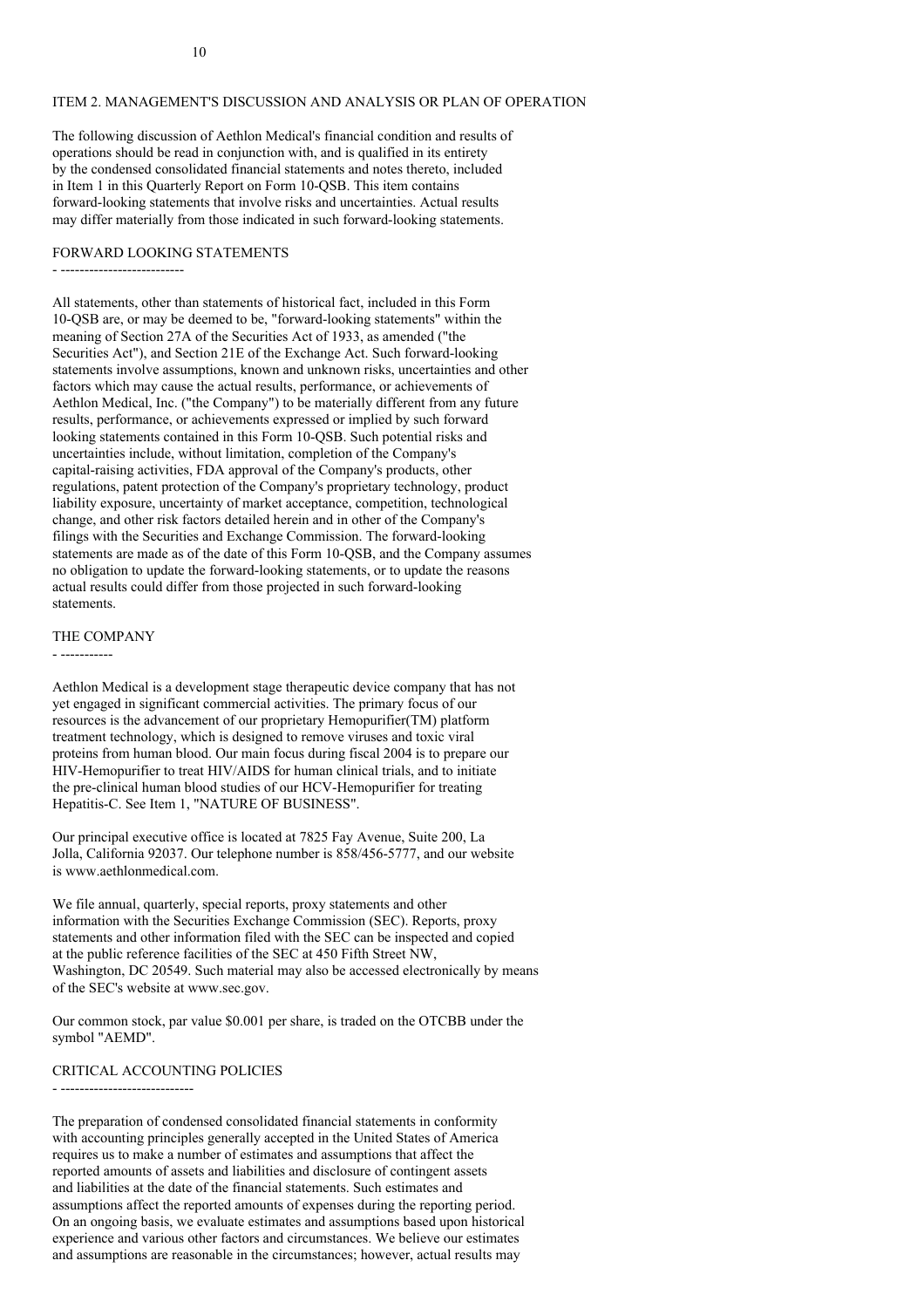## ITEM 2. MANAGEMENT'S DISCUSSION AND ANALYSIS OR PLAN OF OPERATION

The following discussion of Aethlon Medical's financial condition and results of operations should be read in conjunction with, and is qualified in its entirety by the condensed consolidated financial statements and notes thereto, included in Item 1 in this Quarterly Report on Form 10-QSB. This item contains forward-looking statements that involve risks and uncertainties. Actual results may differ materially from those indicated in such forward-looking statements.

### FORWARD LOOKING STATEMENTS

All statements, other than statements of historical fact, included in this Form 10-QSB are, or may be deemed to be, "forward-looking statements" within the meaning of Section 27A of the Securities Act of 1933, as amended ("the Securities Act"), and Section 21E of the Exchange Act. Such forward-looking statements involve assumptions, known and unknown risks, uncertainties and other factors which may cause the actual results, performance, or achievements of Aethlon Medical, Inc. ("the Company") to be materially different from any future results, performance, or achievements expressed or implied by such forward looking statements contained in this Form 10-QSB. Such potential risks and uncertainties include, without limitation, completion of the Company's capital-raising activities, FDA approval of the Company's products, other regulations, patent protection of the Company's proprietary technology, product liability exposure, uncertainty of market acceptance, competition, technological change, and other risk factors detailed herein and in other of the Company's filings with the Securities and Exchange Commission. The forward-looking statements are made as of the date of this Form 10-QSB, and the Company assumes no obligation to update the forward-looking statements, or to update the reasons actual results could differ from those projected in such forward-looking statements.

### THE COMPANY

Aethlon Medical is a development stage therapeutic device company that has not yet engaged in significant commercial activities. The primary focus of our resources is the advancement of our proprietary Hemopurifier(TM) platform treatment technology, which is designed to remove viruses and toxic viral proteins from human blood. Our main focus during fiscal 2004 is to prepare our HIV-Hemopurifier to treat HIV/AIDS for human clinical trials, and to initiate the pre-clinical human blood studies of our HCV-Hemopurifier for treating Hepatitis-C. See Item 1, "NATURE OF BUSINESS".

Our principal executive office is located at 7825 Fay Avenue, Suite 200, La Jolla, California 92037. Our telephone number is 858/456-5777, and our website is www.aethlonmedical.com.

We file annual, quarterly, special reports, proxy statements and other information with the Securities Exchange Commission (SEC). Reports, proxy statements and other information filed with the SEC can be inspected and copied at the public reference facilities of the SEC at 450 Fifth Street NW, Washington, DC 20549. Such material may also be accessed electronically by means of the SEC's website at www.sec.gov.

Our common stock, par value $0.001 per share, is traded on the OTCBB under the symbol "AEMD".

### CRITICAL ACCOUNTING POLICIES

The preparation of condensed consolidated financial statements in conformity with accounting principles generally accepted in the United States of America requires us to make a number of estimates and assumptions that affect the reported amounts of assets and liabilities and disclosure of contingent assets and liabilities at the date of the financial statements. Such estimates and assumptions affect the reported amounts of expenses during the reporting period. On an ongoing basis, we evaluate estimates and assumptions based upon historical experience and various other factors and circumstances. We believe our estimates and assumptions are reasonable in the circumstances; however, actual results may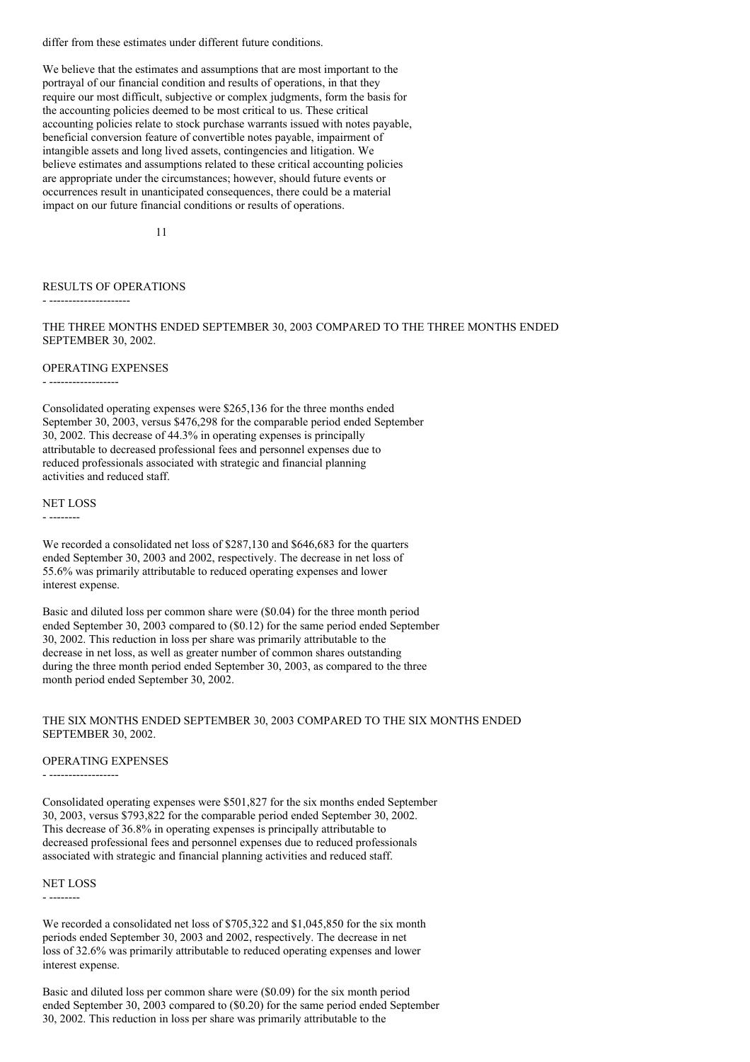differ from these estimates under different future conditions.

We believe that the estimates and assumptions that are most important to the portrayal of our financial condition and results of operations, in that they require our most difficult, subjective or complex judgments, form the basis for the accounting policies deemed to be most critical to us. These critical accounting policies relate to stock purchase warrants issued with notes payable, beneficial conversion feature of convertible notes payable, impairment of intangible assets and long lived assets, contingencies and litigation. We believe estimates and assumptions related to these critical accounting policies are appropriate under the circumstances; however, should future events or occurrences result in unanticipated consequences, there could be a material impact on our future financial conditions or results of operations.

## RESULTS OF OPERATIONS

### THE THREE MONTHS ENDED SEPTEMBER 30, 2003 COMPARED TO THE THREE MONTHS ENDED SEPTEMBER 30, 2002.

#### OPERATING EXPENSES

Consolidated operating expenses were $265,136 for the three months ended September 30, 2003, versus $476,298 for the comparable period ended September 30, 2002. This decrease of 44.3% in operating expenses is principally attributable to decreased professional fees and personnel expenses due to reduced professionals associated with strategic and financial planning activities and reduced staff.

#### NET LOSS

We recorded a consolidated net loss of $287,130 and $646,683 for the quarters ended September 30, 2003 and 2002, respectively. The decrease in net loss of 55.6% was primarily attributable to reduced operating expenses and lower interest expense.

Basic and diluted loss per common share were ($0.04) for the three month period ended September 30, 2003 compared to ($0.12) for the same period ended September 30, 2002. This reduction in loss per share was primarily attributable to the decrease in net loss, as well as greater number of common shares outstanding during the three month period ended September 30, 2003, as compared to the three month period ended September 30, 2002.

### THE SIX MONTHS ENDED SEPTEMBER 30, 2003 COMPARED TO THE SIX MONTHS ENDED SEPTEMBER 30, 2002.

#### OPERATING EXPENSES

Consolidated operating expenses were $501,827 for the six months ended September 30, 2003, versus $793,822 for the comparable period ended September 30, 2002. This decrease of 36.8% in operating expenses is principally attributable to decreased professional fees and personnel expenses due to reduced professionals associated with strategic and financial planning activities and reduced staff.

#### NET LOSS

We recorded a consolidated net loss of $705,322 and $1,045,850 for the six month periods ended September 30, 2003 and 2002, respectively. The decrease in net loss of 32.6% was primarily attributable to reduced operating expenses and lower interest expense.

Basic and diluted loss per common share were ($0.09) for the six month period ended September 30, 2003 compared to ($0.20) for the same period ended September 30, 2002. This reduction in loss per share was primarily attributable to the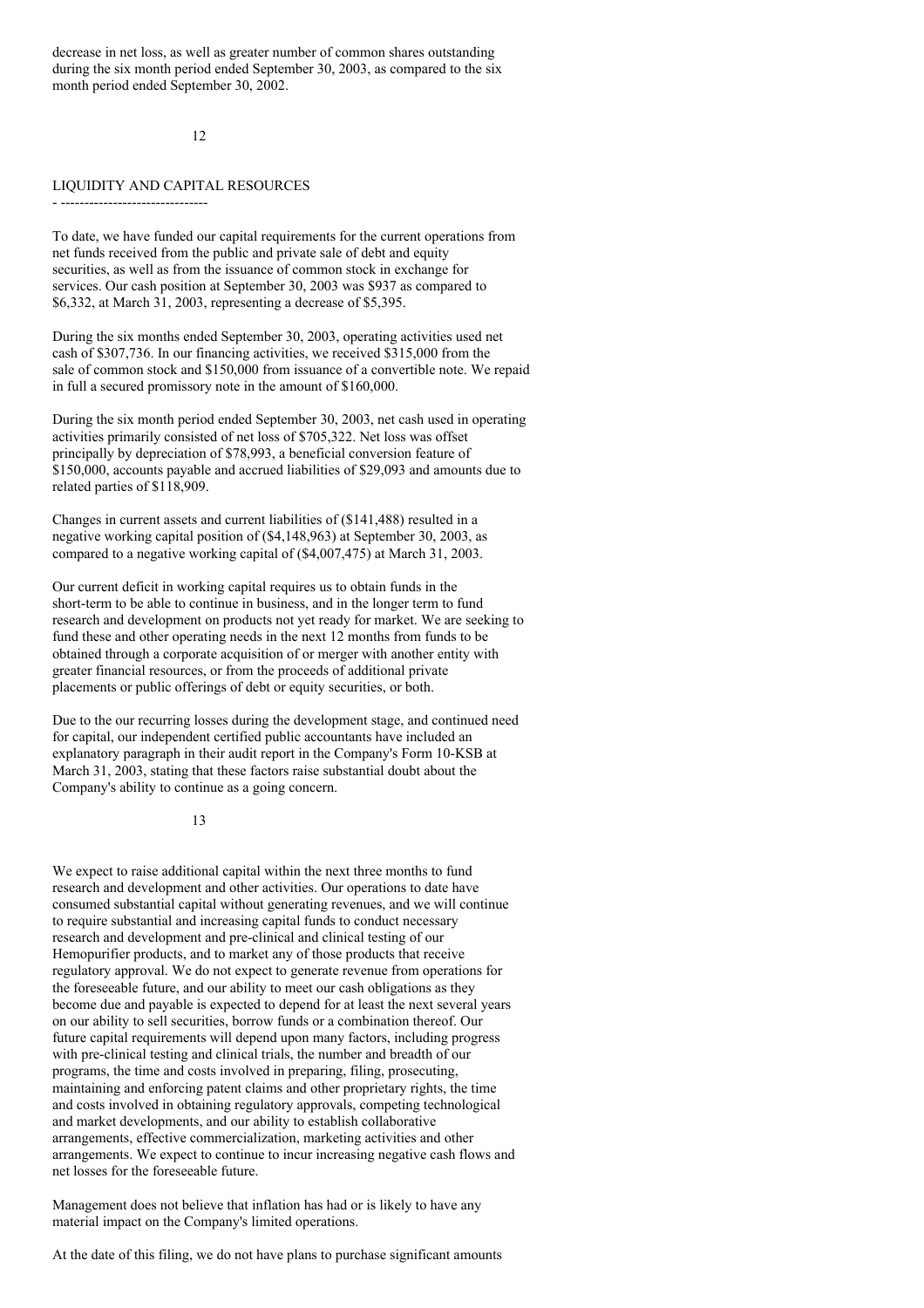decrease in net loss, as well as greater number of common shares outstanding during the six month period ended September 30, 2003, as compared to the six month period ended September 30, 2002.

## LIQUIDITY AND CAPITAL RESOURCES

To date, we have funded our capital requirements for the current operations from net funds received from the public and private sale of debt and equity securities, as well as from the issuance of common stock in exchange for services. Our cash position at September 30, 2003 was $937 as compared to $6,332, at March 31, 2003, representing a decrease of $5,395.

During the six months ended September 30, 2003, operating activities used net cash of $307,736. In our financing activities, we received $315,000 from the sale of common stock and $150,000 from issuance of a convertible note. We repaid in full a secured promissory note in the amount of $160,000.

During the six month period ended September 30, 2003, net cash used in operating activities primarily consisted of net loss of $705,322. Net loss was offset principally by depreciation of $78,993, a beneficial conversion feature of $150,000, accounts payable and accrued liabilities of $29,093 and amounts due to related parties of $118,909.

Changes in current assets and current liabilities of ($141,488) resulted in a negative working capital position of ($4,148,963) at September 30, 2003, as compared to a negative working capital of ($4,007,475) at March 31, 2003.

Our current deficit in working capital requires us to obtain funds in the short-term to be able to continue in business, and in the longer term to fund research and development on products not yet ready for market. We are seeking to fund these and other operating needs in the next 12 months from funds to be obtained through a corporate acquisition of or merger with another entity with greater financial resources, or from the proceeds of additional private placements or public offerings of debt or equity securities, or both.

Due to the our recurring losses during the development stage, and continued need for capital, our independent certified public accountants have included an explanatory paragraph in their audit report in the Company's Form 10-KSB at March 31, 2003, stating that these factors raise substantial doubt about the Company's ability to continue as a going concern.

We expect to raise additional capital within the next three months to fund research and development and other activities. Our operations to date have consumed substantial capital without generating revenues, and we will continue to require substantial and increasing capital funds to conduct necessary research and development and pre-clinical and clinical testing of our Hemopurifier products, and to market any of those products that receive regulatory approval. We do not expect to generate revenue from operations for the foreseeable future, and our ability to meet our cash obligations as they become due and payable is expected to depend for at least the next several years on our ability to sell securities, borrow funds or a combination thereof. Our future capital requirements will depend upon many factors, including progress with pre-clinical testing and clinical trials, the number and breadth of our programs, the time and costs involved in preparing, filing, prosecuting, maintaining and enforcing patent claims and other proprietary rights, the time and costs involved in obtaining regulatory approvals, competing technological and market developments, and our ability to establish collaborative arrangements, effective commercialization, marketing activities and other arrangements. We expect to continue to incur increasing negative cash flows and net losses for the foreseeable future.

Management does not believe that inflation has had or is likely to have any material impact on the Company's limited operations.

At the date of this filing, we do not have plans to purchase significant amounts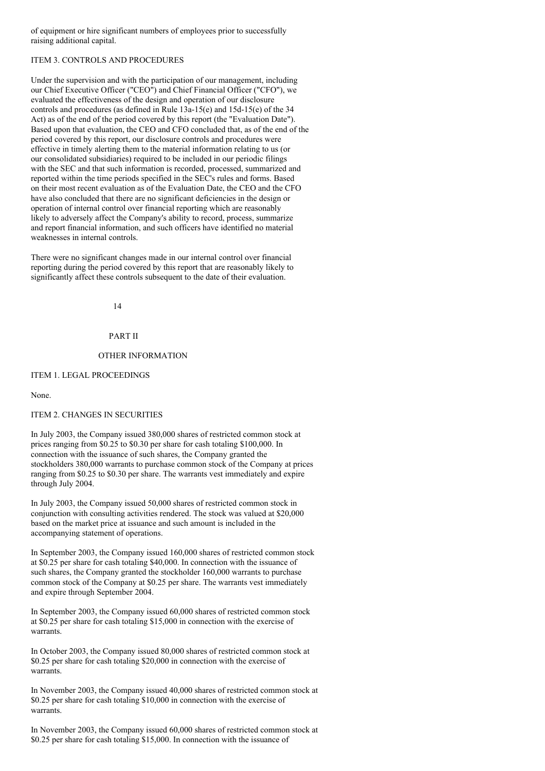of equipment or hire significant numbers of employees prior to successfully raising additional capital.

## ITEM 3. CONTROLS AND PROCEDURES

Under the supervision and with the participation of our management, including our Chief Executive Officer ("CEO") and Chief Financial Officer ("CFO"), we evaluated the effectiveness of the design and operation of our disclosure controls and procedures (as defined in Rule 13a-15(e) and 15d-15(e) of the 34 Act) as of the end of the period covered by this report (the "Evaluation Date"). Based upon that evaluation, the CEO and CFO concluded that, as of the end of the period covered by this report, our disclosure controls and procedures were effective in timely alerting them to the material information relating to us (or our consolidated subsidiaries) required to be included in our periodic filings with the SEC and that such information is recorded, processed, summarized and reported within the time periods specified in the SEC's rules and forms. Based on their most recent evaluation as of the Evaluation Date, the CEO and the CFO have also concluded that there are no significant deficiencies in the design or operation of internal control over financial reporting which are reasonably likely to adversely affect the Company's ability to record, process, summarize and report financial information, and such officers have identified no material weaknesses in internal controls.

There were no significant changes made in our internal control over financial reporting during the period covered by this report that are reasonably likely to significantly affect these controls subsequent to the date of their evaluation.

# PART II

# OTHER INFORMATION

## ITEM 1. LEGAL PROCEEDINGS

None.

## ITEM 2. CHANGES IN SECURITIES

In July 2003, the Company issued 380,000 shares of restricted common stock at prices ranging from $0.25 to $0.30 per share for cash totaling $100,000. In connection with the issuance of such shares, the Company granted the stockholders 380,000 warrants to purchase common stock of the Company at prices ranging from $0.25 to $0.30 per share. The warrants vest immediately and expire through July 2004.

In July 2003, the Company issued 50,000 shares of restricted common stock in conjunction with consulting activities rendered. The stock was valued at $20,000 based on the market price at issuance and such amount is included in the accompanying statement of operations.

In September 2003, the Company issued 160,000 shares of restricted common stock at $0.25 per share for cash totaling $40,000. In connection with the issuance of such shares, the Company granted the stockholder 160,000 warrants to purchase common stock of the Company at $0.25 per share. The warrants vest immediately and expire through September 2004.

In September 2003, the Company issued 60,000 shares of restricted common stock at $0.25 per share for cash totaling $15,000 in connection with the exercise of warrants.

In October 2003, the Company issued 80,000 shares of restricted common stock at $0.25 per share for cash totaling $20,000 in connection with the exercise of warrants.

In November 2003, the Company issued 40,000 shares of restricted common stock at $0.25 per share for cash totaling $10,000 in connection with the exercise of warrants.

In November 2003, the Company issued 60,000 shares of restricted common stock at $0.25 per share for cash totaling $15,000. In connection with the issuance of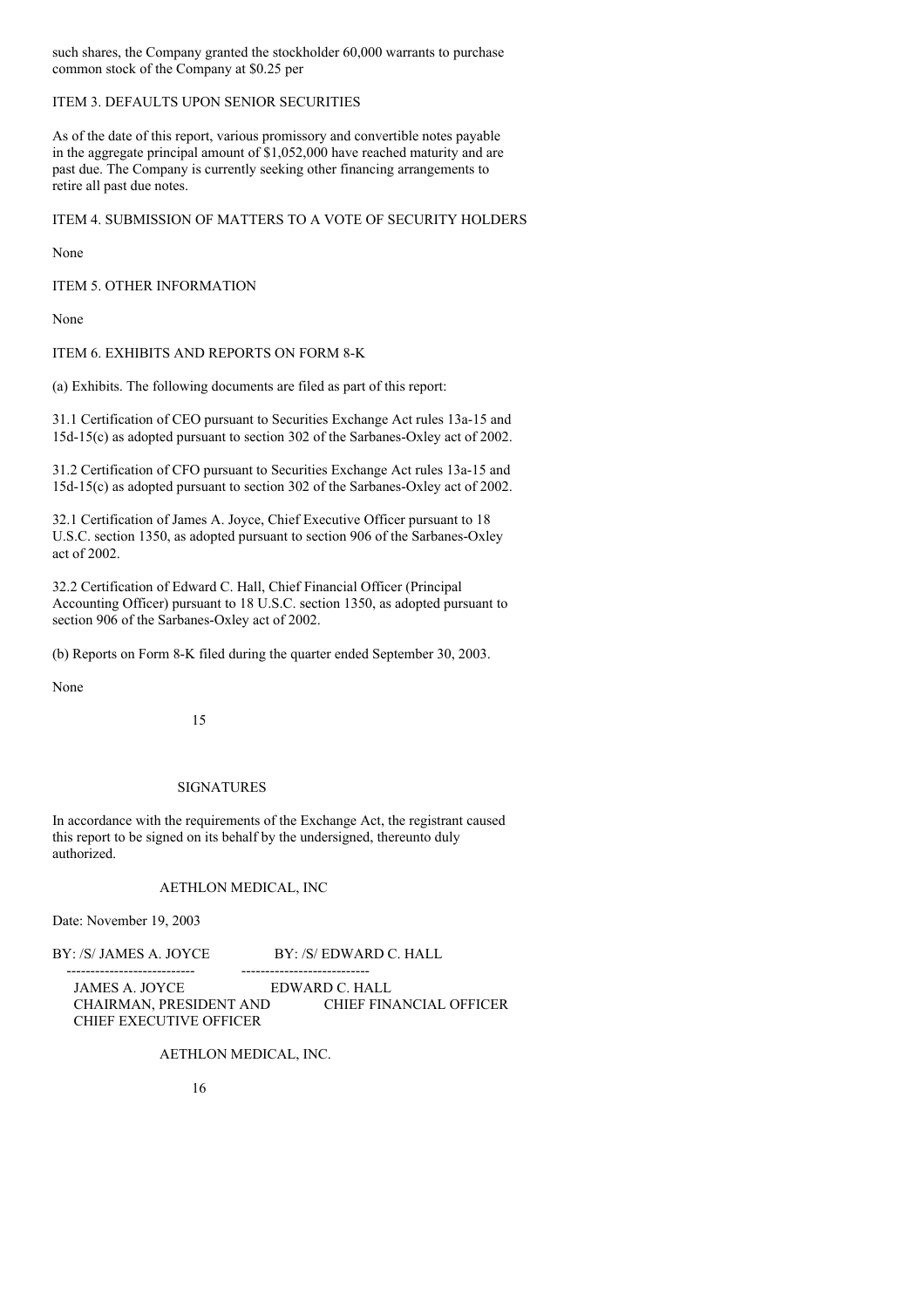such shares, the Company granted the stockholder 60,000 warrants to purchase common stock of the Company at $0.25 per

ITEM 3. DEFAULTS UPON SENIOR SECURITIES

As of the date of this report, various promissory and convertible notes payable in the aggregate principal amount of $1,052,000 have reached maturity and are past due. The Company is currently seeking other financing arrangements to retire all past due notes.

ITEM 4. SUBMISSION OF MATTERS TO A VOTE OF SECURITY HOLDERS

None

ITEM 5. OTHER INFORMATION

None

ITEM 6. EXHIBITS AND REPORTS ON FORM 8-K

(a) Exhibits. The following documents are filed as part of this report:

31.1 Certification of CEO pursuant to Securities Exchange Act rules 13a-15 and 15d-15(c) as adopted pursuant to section 302 of the Sarbanes-Oxley act of 2002.

31.2 Certification of CFO pursuant to Securities Exchange Act rules 13a-15 and 15d-15(c) as adopted pursuant to section 302 of the Sarbanes-Oxley act of 2002.

32.1 Certification of James A. Joyce, Chief Executive Officer pursuant to 18 U.S.C. section 1350, as adopted pursuant to section 906 of the Sarbanes-Oxley act of 2002.

32.2 Certification of Edward C. Hall, Chief Financial Officer (Principal Accounting Officer) pursuant to 18 U.S.C. section 1350, as adopted pursuant to section 906 of the Sarbanes-Oxley act of 2002.

(b) Reports on Form 8-K filed during the quarter ended September 30, 2003.

None

SIGNATURES

In accordance with the requirements of the Exchange Act, the registrant caused this report to be signed on its behalf by the undersigned, thereunto duly authorized.

AETHLON MEDICAL, INC

Date: November 19, 2003

| BY: /S/ JAMES A. JOYCE | BY: /S/ EDWARD C. HALL |
|---|---|
| JAMES A. JOYCE<br>CHAIRMAN, PRESIDENT AND<br>CHIEF EXECUTIVE OFFICER | EDWARD C. HALL<br>CHIEF FINANCIAL OFFICER |

AETHLON MEDICAL, INC.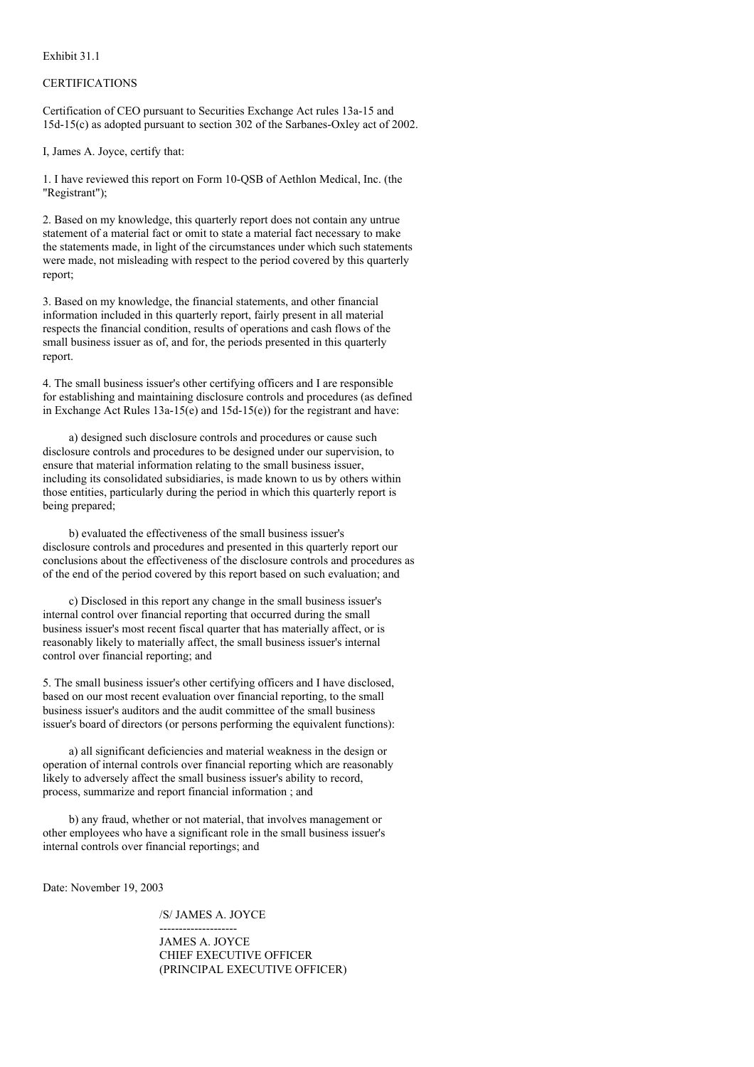Exhibit 31.1

CERTIFICATIONS

Certification of CEO pursuant to Securities Exchange Act rules 13a-15 and 15d-15(c) as adopted pursuant to section 302 of the Sarbanes-Oxley act of 2002.

I, James A. Joyce, certify that:

1. I have reviewed this report on Form 10-QSB of Aethlon Medical, Inc. (the "Registrant");

2. Based on my knowledge, this quarterly report does not contain any untrue statement of a material fact or omit to state a material fact necessary to make the statements made, in light of the circumstances under which such statements were made, not misleading with respect to the period covered by this quarterly report;

3. Based on my knowledge, the financial statements, and other financial information included in this quarterly report, fairly present in all material respects the financial condition, results of operations and cash flows of the small business issuer as of, and for, the periods presented in this quarterly report.

4. The small business issuer's other certifying officers and I are responsible for establishing and maintaining disclosure controls and procedures (as defined in Exchange Act Rules 13a-15(e) and 15d-15(e)) for the registrant and have:

a) designed such disclosure controls and procedures or cause such disclosure controls and procedures to be designed under our supervision, to ensure that material information relating to the small business issuer, including its consolidated subsidiaries, is made known to us by others within those entities, particularly during the period in which this quarterly report is being prepared;

b) evaluated the effectiveness of the small business issuer's disclosure controls and procedures and presented in this quarterly report our conclusions about the effectiveness of the disclosure controls and procedures as of the end of the period covered by this report based on such evaluation; and

c) Disclosed in this report any change in the small business issuer's internal control over financial reporting that occurred during the small business issuer's most recent fiscal quarter that has materially affect, or is reasonably likely to materially affect, the small business issuer's internal control over financial reporting; and

5. The small business issuer's other certifying officers and I have disclosed, based on our most recent evaluation over financial reporting, to the small business issuer's auditors and the audit committee of the small business issuer's board of directors (or persons performing the equivalent functions):

a) all significant deficiencies and material weakness in the design or operation of internal controls over financial reporting which are reasonably likely to adversely affect the small business issuer's ability to record, process, summarize and report financial information ; and

b) any fraud, whether or not material, that involves management or other employees who have a significant role in the small business issuer's internal controls over financial reportings; and

Date: November 19, 2003

/S/ JAMES A. JOYCE

--------------------

JAMES A. JOYCE
CHIEF EXECUTIVE OFFICER
(PRINCIPAL EXECUTIVE OFFICER)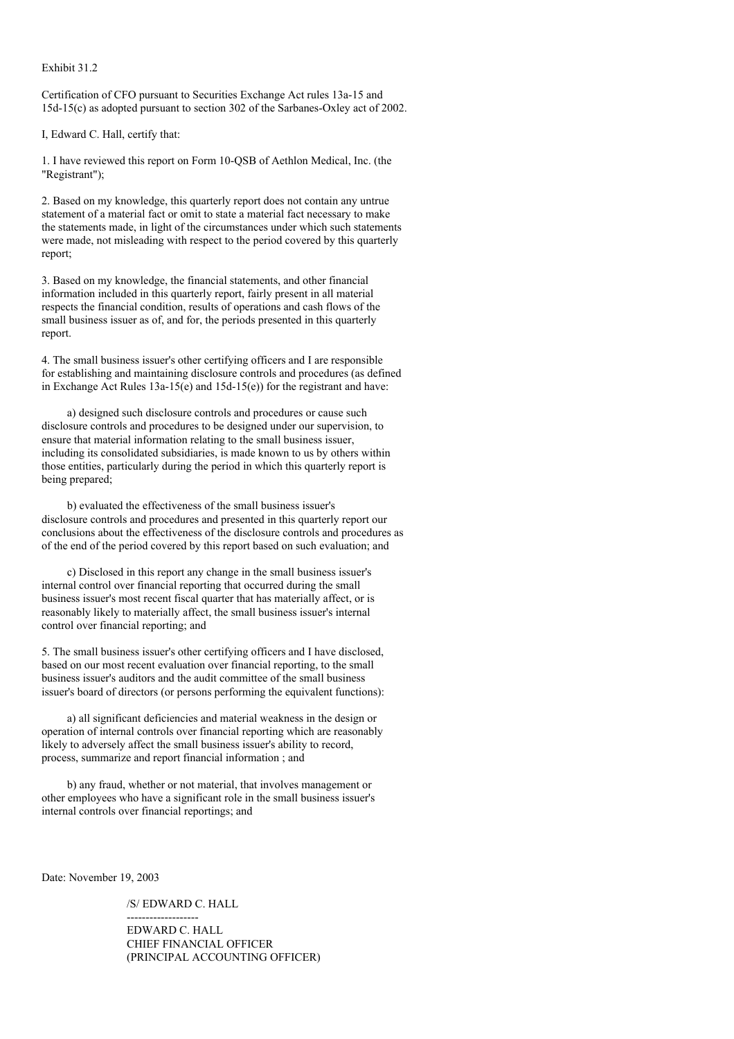Exhibit 31.2

Certification of CFO pursuant to Securities Exchange Act rules 13a-15 and 15d-15(c) as adopted pursuant to section 302 of the Sarbanes-Oxley act of 2002.

I, Edward C. Hall, certify that:

1. I have reviewed this report on Form 10-QSB of Aethlon Medical, Inc. (the "Registrant");

2. Based on my knowledge, this quarterly report does not contain any untrue statement of a material fact or omit to state a material fact necessary to make the statements made, in light of the circumstances under which such statements were made, not misleading with respect to the period covered by this quarterly report;

3. Based on my knowledge, the financial statements, and other financial information included in this quarterly report, fairly present in all material respects the financial condition, results of operations and cash flows of the small business issuer as of, and for, the periods presented in this quarterly report.

4. The small business issuer's other certifying officers and I are responsible for establishing and maintaining disclosure controls and procedures (as defined in Exchange Act Rules 13a-15(e) and 15d-15(e)) for the registrant and have:

a) designed such disclosure controls and procedures or cause such disclosure controls and procedures to be designed under our supervision, to ensure that material information relating to the small business issuer, including its consolidated subsidiaries, is made known to us by others within those entities, particularly during the period in which this quarterly report is being prepared;

b) evaluated the effectiveness of the small business issuer's disclosure controls and procedures and presented in this quarterly report our conclusions about the effectiveness of the disclosure controls and procedures as of the end of the period covered by this report based on such evaluation; and

c) Disclosed in this report any change in the small business issuer's internal control over financial reporting that occurred during the small business issuer's most recent fiscal quarter that has materially affect, or is reasonably likely to materially affect, the small business issuer's internal control over financial reporting; and

5. The small business issuer's other certifying officers and I have disclosed, based on our most recent evaluation over financial reporting, to the small business issuer's auditors and the audit committee of the small business issuer's board of directors (or persons performing the equivalent functions):

a) all significant deficiencies and material weakness in the design or operation of internal controls over financial reporting which are reasonably likely to adversely affect the small business issuer's ability to record, process, summarize and report financial information ; and

b) any fraud, whether or not material, that involves management or other employees who have a significant role in the small business issuer's internal controls over financial reportings; and

Date: November 19, 2003

/S/ EDWARD C. HALL

-------------------

EDWARD C. HALL
CHIEF FINANCIAL OFFICER
(PRINCIPAL ACCOUNTING OFFICER)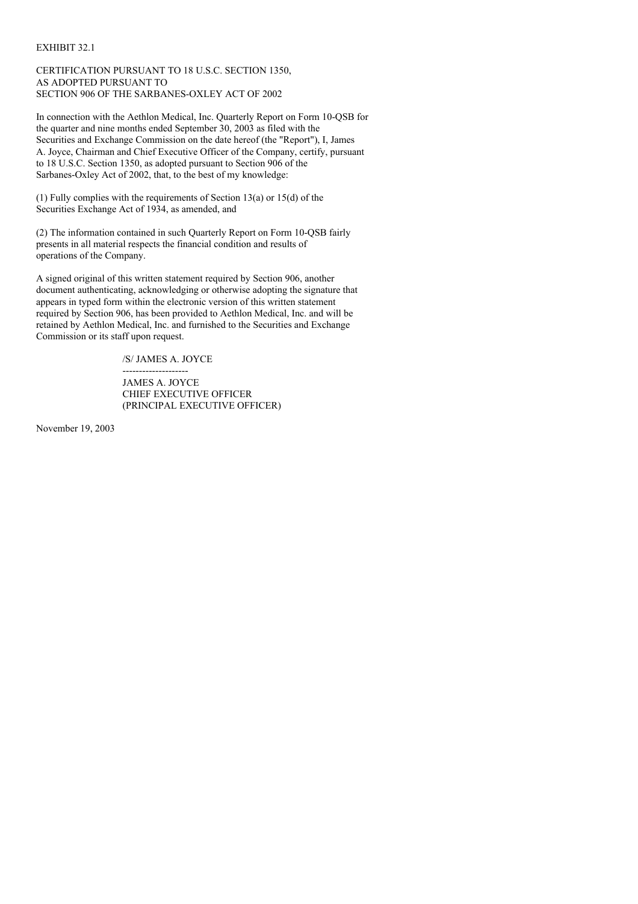EXHIBIT 32.1

CERTIFICATION PURSUANT TO 18 U.S.C. SECTION 1350,
AS ADOPTED PURSUANT TO
SECTION 906 OF THE SARBANES-OXLEY ACT OF 2002

In connection with the Aethlon Medical, Inc. Quarterly Report on Form 10-QSB for the quarter and nine months ended September 30, 2003 as filed with the Securities and Exchange Commission on the date hereof (the "Report"), I, James A. Joyce, Chairman and Chief Executive Officer of the Company, certify, pursuant to 18 U.S.C. Section 1350, as adopted pursuant to Section 906 of the Sarbanes-Oxley Act of 2002, that, to the best of my knowledge:

(1) Fully complies with the requirements of Section 13(a) or 15(d) of the Securities Exchange Act of 1934, as amended, and

(2) The information contained in such Quarterly Report on Form 10-QSB fairly presents in all material respects the financial condition and results of operations of the Company.

A signed original of this written statement required by Section 906, another document authenticating, acknowledging or otherwise adopting the signature that appears in typed form within the electronic version of this written statement required by Section 906, has been provided to Aethlon Medical, Inc. and will be retained by Aethlon Medical, Inc. and furnished to the Securities and Exchange Commission or its staff upon request.

/S/ JAMES A. JOYCE

--------------------

JAMES A. JOYCE
CHIEF EXECUTIVE OFFICER
(PRINCIPAL EXECUTIVE OFFICER)

November 19, 2003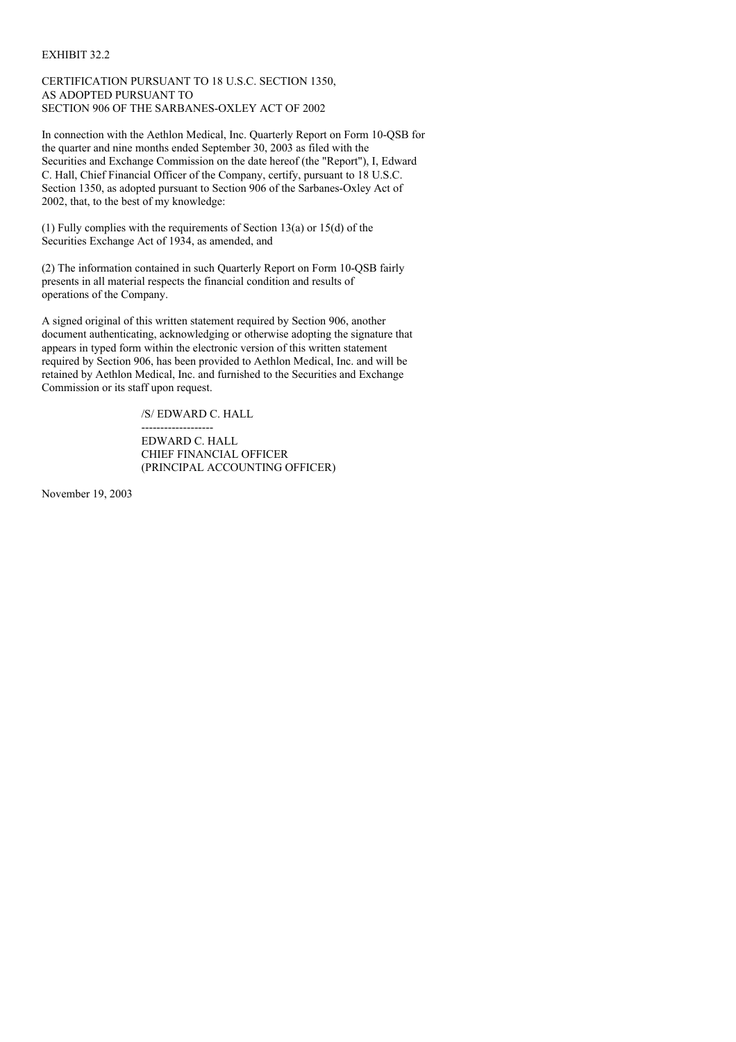EXHIBIT 32.2

CERTIFICATION PURSUANT TO 18 U.S.C. SECTION 1350,
AS ADOPTED PURSUANT TO
SECTION 906 OF THE SARBANES-OXLEY ACT OF 2002

In connection with the Aethlon Medical, Inc. Quarterly Report on Form 10-QSB for the quarter and nine months ended September 30, 2003 as filed with the Securities and Exchange Commission on the date hereof (the "Report"), I, Edward C. Hall, Chief Financial Officer of the Company, certify, pursuant to 18 U.S.C. Section 1350, as adopted pursuant to Section 906 of the Sarbanes-Oxley Act of 2002, that, to the best of my knowledge:

(1) Fully complies with the requirements of Section 13(a) or 15(d) of the Securities Exchange Act of 1934, as amended, and

(2) The information contained in such Quarterly Report on Form 10-QSB fairly presents in all material respects the financial condition and results of operations of the Company.

A signed original of this written statement required by Section 906, another document authenticating, acknowledging or otherwise adopting the signature that appears in typed form within the electronic version of this written statement required by Section 906, has been provided to Aethlon Medical, Inc. and will be retained by Aethlon Medical, Inc. and furnished to the Securities and Exchange Commission or its staff upon request.

/S/ EDWARD C. HALL

-------------------

EDWARD C. HALL
CHIEF FINANCIAL OFFICER
(PRINCIPAL ACCOUNTING OFFICER)

November 19, 2003